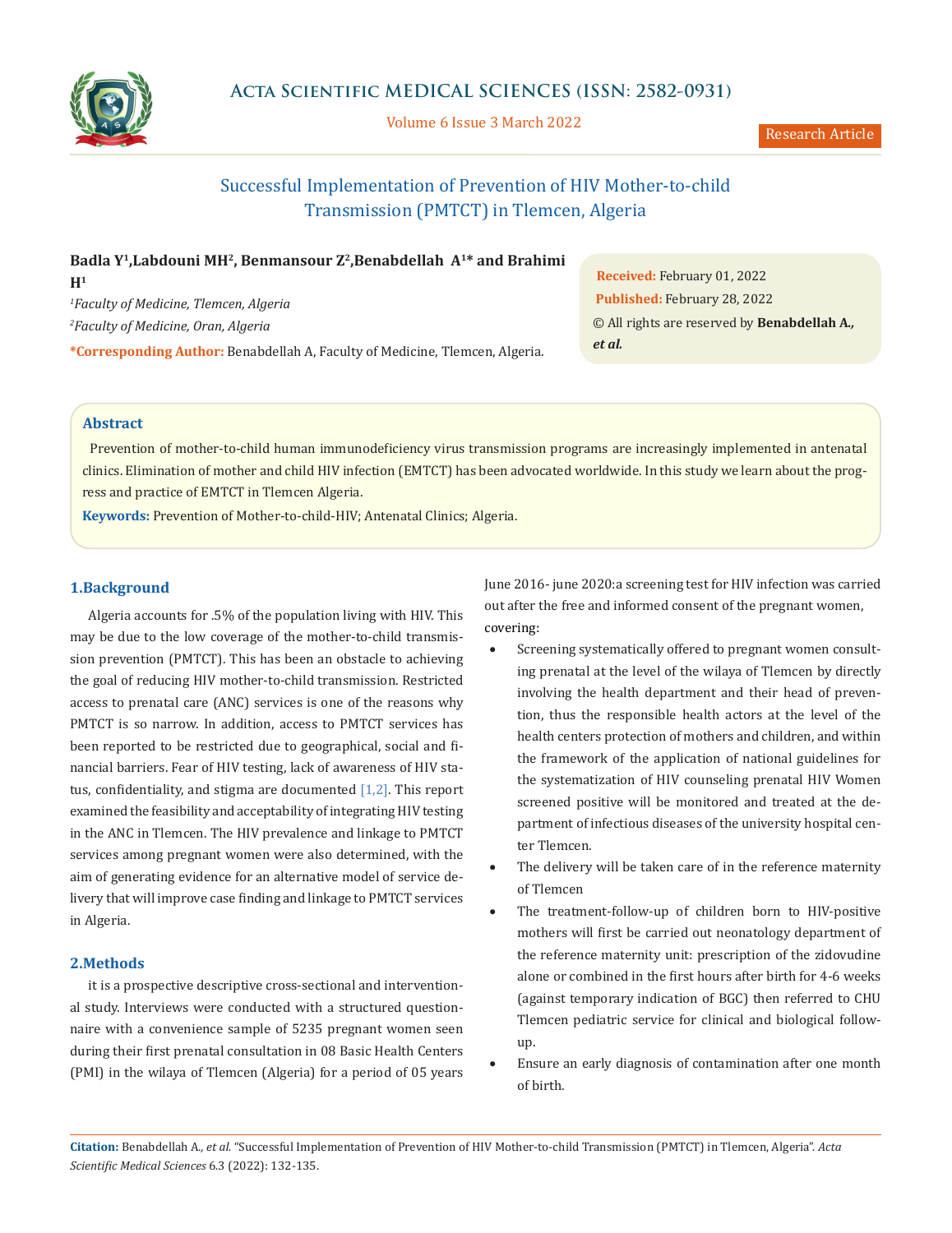Research Article

# Successful Implementation of Prevention of HIV Mother-to-child Transmission (PMTCT) in Tlemcen, Algeria

**Badla Y[1],Labdouni MH[2], Benmansour Z[2],Benabdellah A[1]\* and Brahimi H[1]**

[1]*Faculty of Medicine, Tlemcen, Algeria*

[2]*Faculty of Medicine, Oran, Algeria*

**\*Corresponding Author:** Benabdellah A, Faculty of Medicine, Tlemcen, Algeria.

**Received:** February 01, 2022
**Published:** February 28, 2022
© All rights are reserved by **Benabdellah A., *et al.***

## Abstract

Prevention of mother-to-child human immunodeficiency virus transmission programs are increasingly implemented in antenatal clinics. Elimination of mother and child HIV infection (EMTCT) has been advocated worldwide. In this study we learn about the progress and practice of EMTCT in Tlemcen Algeria.

**Keywords:** Prevention of Mother-to-child-HIV; Antenatal Clinics; Algeria.

## 1.Background

Algeria accounts for .5% of the population living with HIV. This may be due to the low coverage of the mother-to-child transmission prevention (PMTCT). This has been an obstacle to achieving the goal of reducing HIV mother-to-child transmission. Restricted access to prenatal care (ANC) services is one of the reasons why PMTCT is so narrow. In addition, access to PMTCT services has been reported to be restricted due to geographical, social and financial barriers. Fear of HIV testing, lack of awareness of HIV status, confidentiality, and stigma are documented [1,2]. This report examined the feasibility and acceptability of integrating HIV testing in the ANC in Tlemcen. The HIV prevalence and linkage to PMTCT services among pregnant women were also determined, with the aim of generating evidence for an alternative model of service delivery that will improve case finding and linkage to PMTCT services in Algeria.

## 2.Methods

it is a prospective descriptive cross-sectional and interventional study. Interviews were conducted with a structured questionnaire with a convenience sample of 5235 pregnant women seen during their first prenatal consultation in 08 Basic Health Centers (PMI) in the wilaya of Tlemcen (Algeria) for a period of 05 years June 2016- june 2020:a screening test for HIV infection was carried out after the free and informed consent of the pregnant women, covering:

- Screening systematically offered to pregnant women consulting prenatal at the level of the wilaya of Tlemcen by directly involving the health department and their head of prevention, thus the responsible health actors at the level of the health centers protection of mothers and children, and within the framework of the application of national guidelines for the systematization of HIV counseling prenatal HIV Women screened positive will be monitored and treated at the department of infectious diseases of the university hospital center Tlemcen.
- The delivery will be taken care of in the reference maternity of Tlemcen
- The treatment-follow-up of children born to HIV-positive mothers will first be carried out neonatology department of the reference maternity unit: prescription of the zidovudine alone or combined in the first hours after birth for 4-6 weeks (against temporary indication of BGC) then referred to CHU Tlemcen pediatric service for clinical and biological follow-up.
- Ensure an early diagnosis of contamination after one month of birth.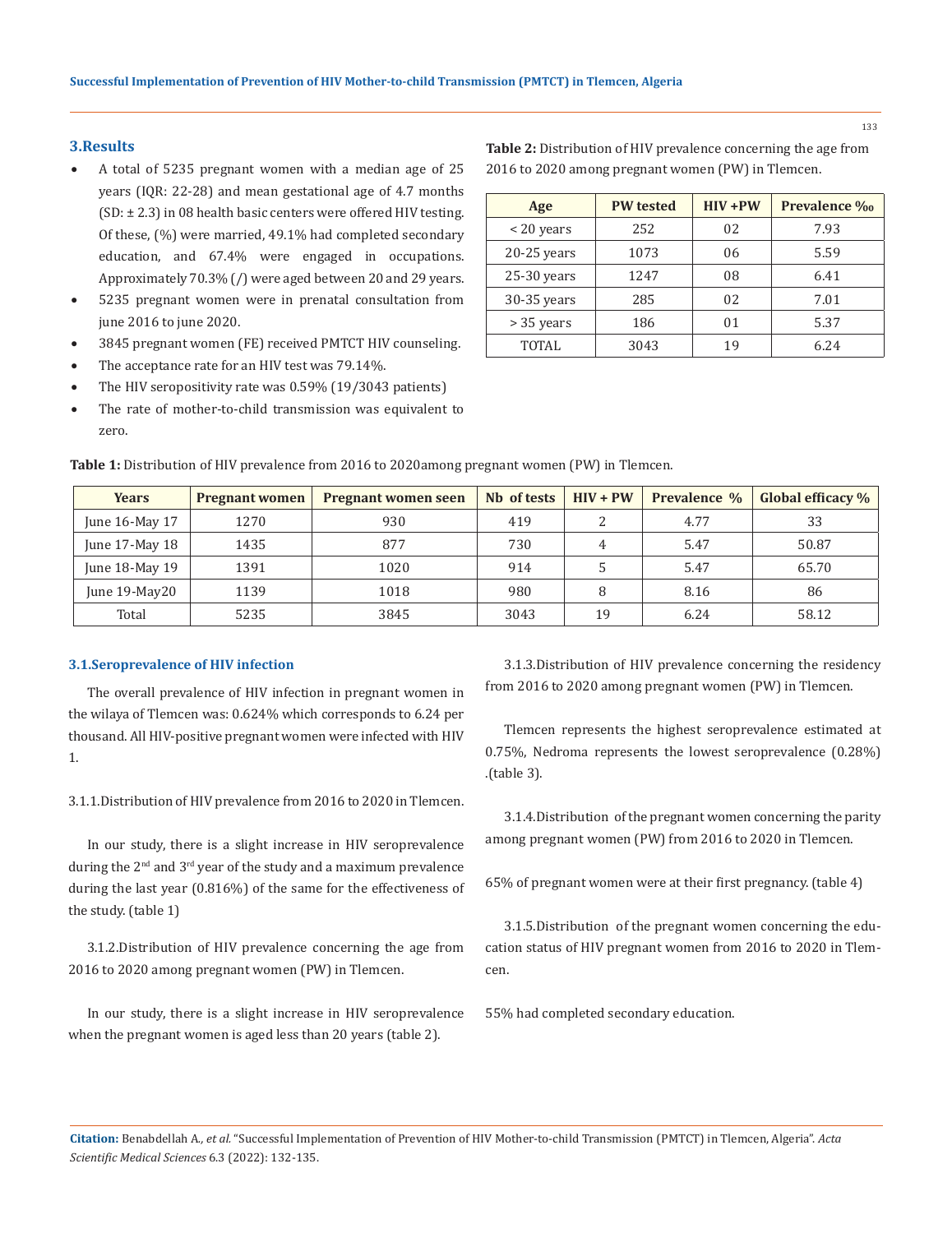## 3.Results

- A total of 5235 pregnant women with a median age of 25 years (IQR: 22-28) and mean gestational age of 4.7 months (SD: ± 2.3) in 08 health basic centers were offered HIV testing. Of these, (%) were married, 49.1% had completed secondary education, and 67.4% were engaged in occupations. Approximately 70.3% (/) were aged between 20 and 29 years.
- 5235 pregnant women were in prenatal consultation from june 2016 to june 2020.
- 3845 pregnant women (FE) received PMTCT HIV counseling.
- The acceptance rate for an HIV test was 79.14%.
- The HIV seropositivity rate was 0.59% (19/3043 patients)
- The rate of mother-to-child transmission was equivalent to zero.

**Table 2:** Distribution of HIV prevalence concerning the age from 2016 to 2020 among pregnant women (PW) in Tlemcen.

| Age | PW tested | HIV +PW | Prevalence ‰ |
|---|---|---|---|
| < 20 years | 252 | 02 | 7.93 |
| 20-25 years | 1073 | 06 | 5.59 |
| 25-30 years | 1247 | 08 | 6.41 |
| 30-35 years | 285 | 02 | 7.01 |
| > 35 years | 186 | 01 | 5.37 |
| TOTAL | 3043 | 19 | 6.24 |

**Table 1:** Distribution of HIV prevalence from 2016 to 2020among pregnant women (PW) in Tlemcen.

| Years | Pregnant women | Pregnant women seen | Nb of tests | HIV + PW | Prevalence % | Global efficacy % |
|---|---|---|---|---|---|---|
| June 16-May 17 | 1270 | 930 | 419 | 2 | 4.77 | 33 |
| June 17-May 18 | 1435 | 877 | 730 | 4 | 5.47 | 50.87 |
| June 18-May 19 | 1391 | 1020 | 914 | 5 | 5.47 | 65.70 |
| June 19-May20 | 1139 | 1018 | 980 | 8 | 8.16 | 86 |
| Total | 5235 | 3845 | 3043 | 19 | 6.24 | 58.12 |

### 3.1.Seroprevalence of HIV infection

The overall prevalence of HIV infection in pregnant women in the wilaya of Tlemcen was: 0.624% which corresponds to 6.24 per thousand. All HIV-positive pregnant women were infected with HIV 1.

3.1.1.Distribution of HIV prevalence from 2016 to 2020 in Tlemcen.

In our study, there is a slight increase in HIV seroprevalence during the 2nd and 3rd year of the study and a maximum prevalence during the last year (0.816%) of the same for the effectiveness of the study. (table 1)

3.1.2.Distribution of HIV prevalence concerning the age from 2016 to 2020 among pregnant women (PW) in Tlemcen.

In our study, there is a slight increase in HIV seroprevalence when the pregnant women is aged less than 20 years (table 2).

3.1.3.Distribution of HIV prevalence concerning the residency from 2016 to 2020 among pregnant women (PW) in Tlemcen.

Tlemcen represents the highest seroprevalence estimated at 0.75%, Nedroma represents the lowest seroprevalence (0.28%) .(table 3).

3.1.4.Distribution of the pregnant women concerning the parity among pregnant women (PW) from 2016 to 2020 in Tlemcen.

65% of pregnant women were at their first pregnancy. (table 4)

3.1.5.Distribution of the pregnant women concerning the education status of HIV pregnant women from 2016 to 2020 in Tlemcen.

55% had completed secondary education.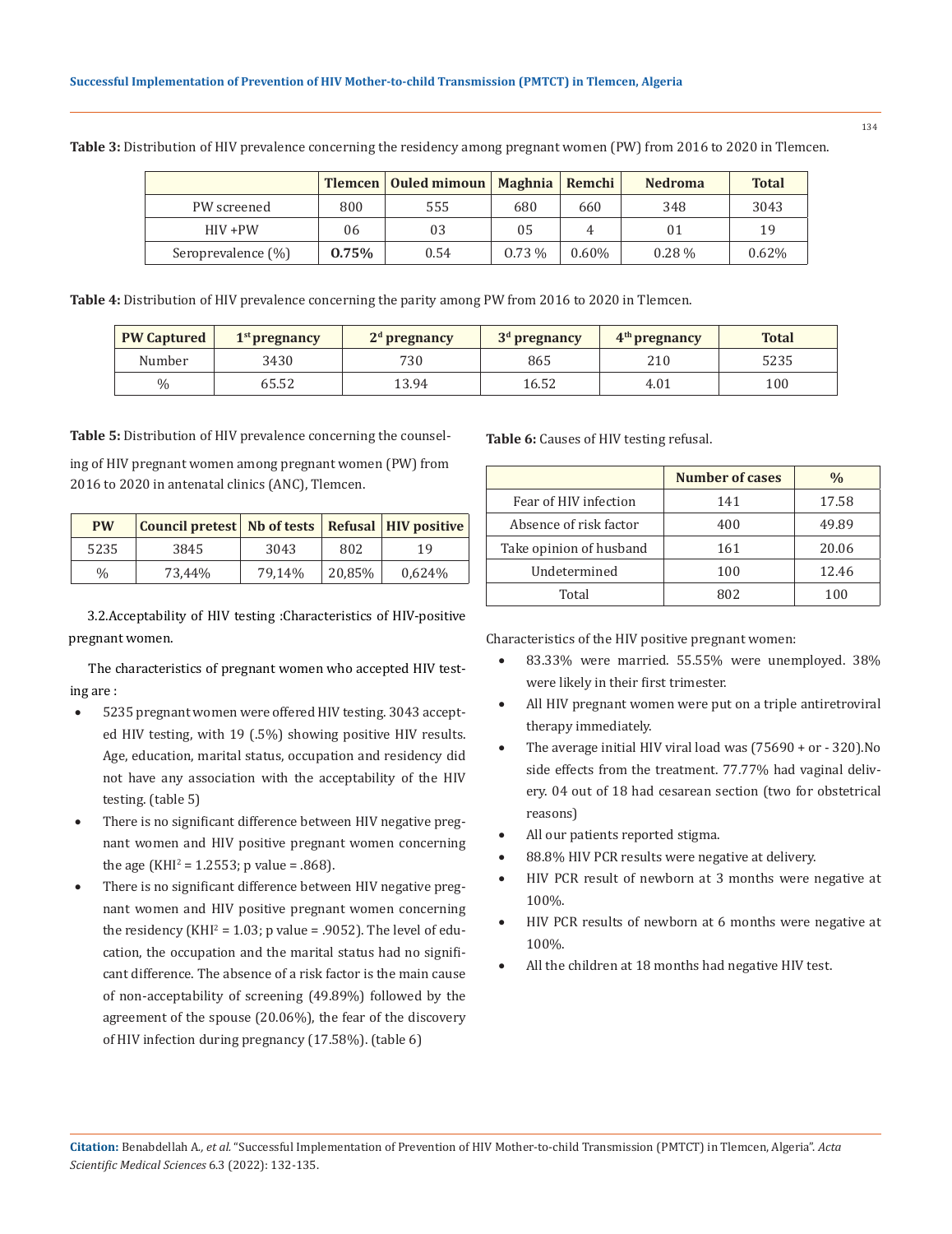**Table 3:** Distribution of HIV prevalence concerning the residency among pregnant women (PW) from 2016 to 2020 in Tlemcen.

| | Tlemcen | Ouled mimoun | Maghnia | Remchi | Nedroma | Total |
|---|---|---|---|---|---|---|
| PW screened | 800 | 555 | 680 | 660 | 348 | 3043 |
| HIV +PW | 06 | 03 | 05 | 4 | 01 | 19 |
| Seroprevalence (%) | **0.75%** | 0.54 | 0.73 % | 0.60% | 0.28 % | 0.62% |

**Table 4:** Distribution of HIV prevalence concerning the parity among PW from 2016 to 2020 in Tlemcen.

| PW Captured | 1st pregnancy | 2d pregnancy | 3d pregnancy | 4th pregnancy | Total |
|---|---|---|---|---|---|
| Number | 3430 | 730 | 865 | 210 | 5235 |
| % | 65.52 | 13.94 | 16.52 | 4.01 | 100 |

**Table 5:** Distribution of HIV prevalence concerning the counseling of HIV pregnant women among pregnant women (PW) from 2016 to 2020 in antenatal clinics (ANC), Tlemcen.

| PW | Council pretest | Nb of tests | Refusal | HIV positive |
|---|---|---|---|---|
| 5235 | 3845 | 3043 | 802 | 19 |
| % | 73,44% | 79,14% | 20,85% | 0,624% |

3.2.Acceptability of HIV testing :Characteristics of HIV-positive pregnant women.

The characteristics of pregnant women who accepted HIV testing are :

- 5235 pregnant women were offered HIV testing. 3043 accepted HIV testing, with 19 (.5%) showing positive HIV results. Age, education, marital status, occupation and residency did not have any association with the acceptability of the HIV testing. (table 5)
- There is no significant difference between HIV negative pregnant women and HIV positive pregnant women concerning the age ($KHI^2$ = 1.2553; p value = .868).
- There is no significant difference between HIV negative pregnant women and HIV positive pregnant women concerning the residency ($KHI^2$ = 1.03; p value = .9052). The level of education, the occupation and the marital status had no significant difference. The absence of a risk factor is the main cause of non-acceptability of screening (49.89%) followed by the agreement of the spouse (20.06%), the fear of the discovery of HIV infection during pregnancy (17.58%). (table 6)

**Table 6:** Causes of HIV testing refusal.

| | Number of cases | % |
|---|---|---|
| Fear of HIV infection | 141 | 17.58 |
| Absence of risk factor | 400 | 49.89 |
| Take opinion of husband | 161 | 20.06 |
| Undetermined | 100 | 12.46 |
| Total | 802 | 100 |

Characteristics of the HIV positive pregnant women:

- 83.33% were married. 55.55% were unemployed. 38% were likely in their first trimester.
- All HIV pregnant women were put on a triple antiretroviral therapy immediately.
- The average initial HIV viral load was (75690 + or - 320).No side effects from the treatment. 77.77% had vaginal delivery. 04 out of 18 had cesarean section (two for obstetrical reasons)
- All our patients reported stigma.
- 88.8% HIV PCR results were negative at delivery.
- HIV PCR result of newborn at 3 months were negative at 100%.
- HIV PCR results of newborn at 6 months were negative at 100%.
- All the children at 18 months had negative HIV test.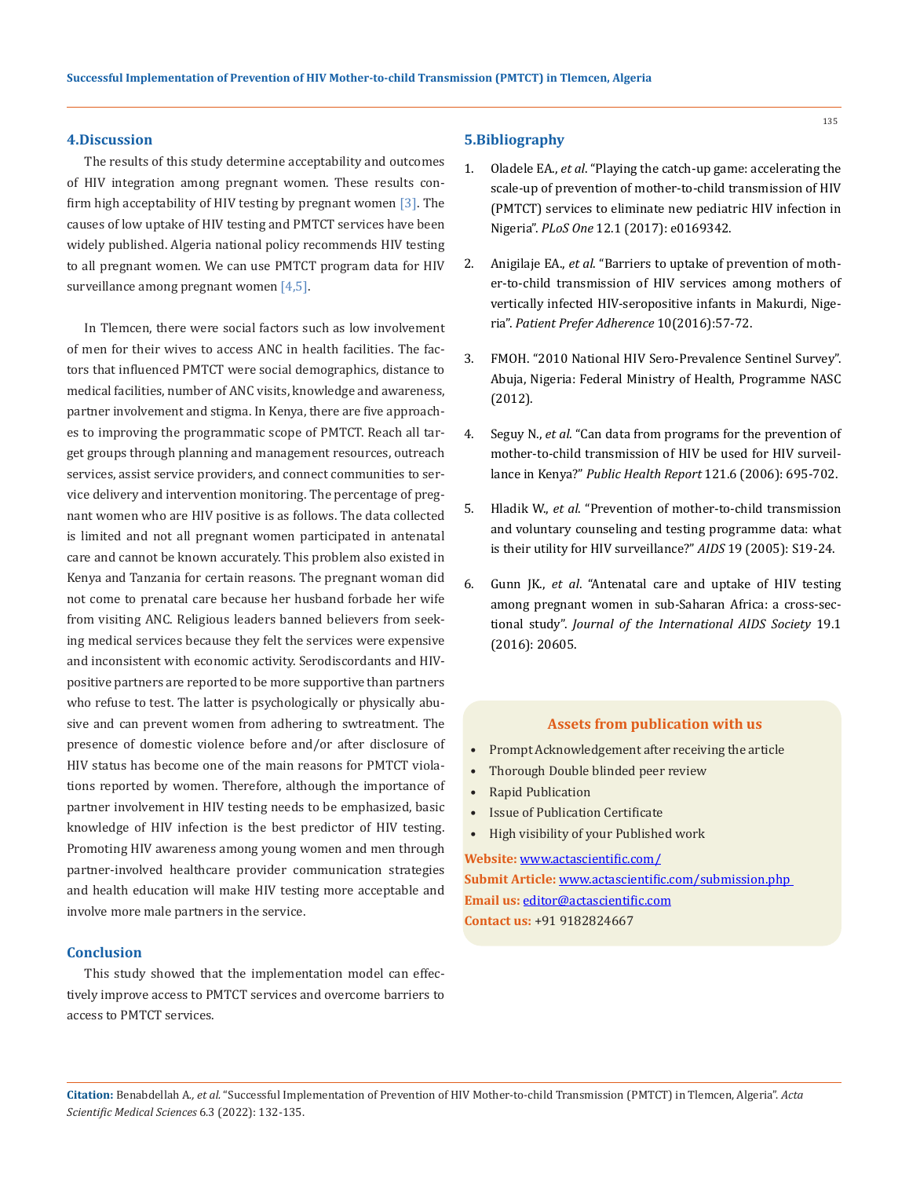## 4.Discussion

The results of this study determine acceptability and outcomes of HIV integration among pregnant women. These results confirm high acceptability of HIV testing by pregnant women [3]. The causes of low uptake of HIV testing and PMTCT services have been widely published. Algeria national policy recommends HIV testing to all pregnant women. We can use PMTCT program data for HIV surveillance among pregnant women [4,5].

In Tlemcen, there were social factors such as low involvement of men for their wives to access ANC in health facilities. The factors that influenced PMTCT were social demographics, distance to medical facilities, number of ANC visits, knowledge and awareness, partner involvement and stigma. In Kenya, there are five approaches to improving the programmatic scope of PMTCT. Reach all target groups through planning and management resources, outreach services, assist service providers, and connect communities to service delivery and intervention monitoring. The percentage of pregnant women who are HIV positive is as follows. The data collected is limited and not all pregnant women participated in antenatal care and cannot be known accurately. This problem also existed in Kenya and Tanzania for certain reasons. The pregnant woman did not come to prenatal care because her husband forbade her wife from visiting ANC. Religious leaders banned believers from seeking medical services because they felt the services were expensive and inconsistent with economic activity. Serodiscordants and HIV-positive partners are reported to be more supportive than partners who refuse to test. The latter is psychologically or physically abusive and can prevent women from adhering to swtreatment. The presence of domestic violence before and/or after disclosure of HIV status has become one of the main reasons for PMTCT violations reported by women. Therefore, although the importance of partner involvement in HIV testing needs to be emphasized, basic knowledge of HIV infection is the best predictor of HIV testing. Promoting HIV awareness among young women and men through partner-involved healthcare provider communication strategies and health education will make HIV testing more acceptable and involve more male partners in the service.

## Conclusion

This study showed that the implementation model can effectively improve access to PMTCT services and overcome barriers to access to PMTCT services.

## 5.Bibliography

1. Oladele EA., *et al*. "Playing the catch-up game: accelerating the scale-up of prevention of mother-to-child transmission of HIV (PMTCT) services to eliminate new pediatric HIV infection in Nigeria". *PLoS One* 12.1 (2017): e0169342.
2. Anigilaje EA., *et al*. "Barriers to uptake of prevention of mother-to-child transmission of HIV services among mothers of vertically infected HIV-seropositive infants in Makurdi, Nigeria". *Patient Prefer Adherence* 10(2016):57-72.
3. FMOH. "2010 National HIV Sero-Prevalence Sentinel Survey". Abuja, Nigeria: Federal Ministry of Health, Programme NASC (2012).
4. Seguy N., *et al*. "Can data from programs for the prevention of mother-to-child transmission of HIV be used for HIV surveillance in Kenya?" *Public Health Report* 121.6 (2006): 695-702.
5. Hladik W., *et al*. "Prevention of mother-to-child transmission and voluntary counseling and testing programme data: what is their utility for HIV surveillance?" *AIDS* 19 (2005): S19-24.
6. Gunn JK., *et al*. "Antenatal care and uptake of HIV testing among pregnant women in sub-Saharan Africa: a cross-sectional study". *Journal of the International AIDS Society* 19.1 (2016): 20605.

**Assets from publication with us**

- Prompt Acknowledgement after receiving the article
- Thorough Double blinded peer review
- Rapid Publication
- Issue of Publication Certificate
- High visibility of your Published work

**Website:** www.actascientific.com/
**Submit Article:** www.actascientific.com/submission.php
**Email us:** editor@actascientific.com
**Contact us:** +91 9182824667